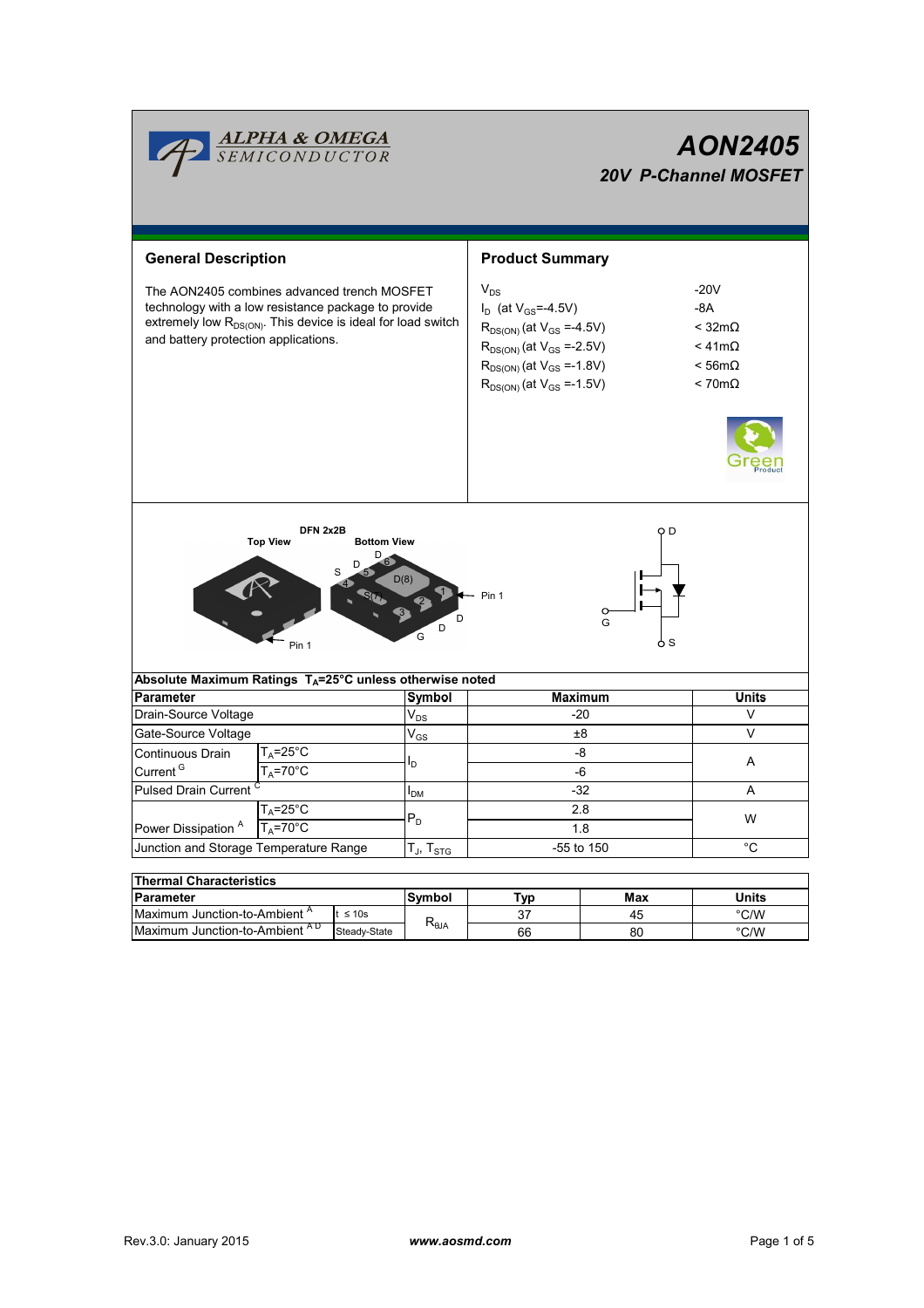# AON2405

## 20V P-Channel MOSFET

## General Description

The AON2405 combines advanced trench MOSFET technology with a low resistance package to provide extremely low $R_{DS(ON)}$. This device is ideal for load switch and battery protection applications.

## Product Summary

| | |
|---|---|
| $V_{DS}$ | -20V |
| $I_D$ (at $V_{GS}$=-4.5V) | -8A |
| $R_{DS(ON)}$ (at $V_{GS}$ =-4.5V) | < 32mΩ |
| $R_{DS(ON)}$ (at $V_{GS}$ =-2.5V) | < 41mΩ |
| $R_{DS(ON)}$ (at $V_{GS}$ =-1.8V) | < 56mΩ |
| $R_{DS(ON)}$ (at $V_{GS}$ =-1.5V) | < 70mΩ |

DFN 2x2B

Top View | Bottom View

S, D, D, D(8), S(7), G, D, Pin 1

D, G, S

## Absolute Maximum Ratings $T_A$=25°C unless otherwise noted

| Parameter | | Symbol | Maximum | Units |
|---|---|---|---|---|
| Drain-Source Voltage | | $V_{DS}$ | -20 | V |
| Gate-Source Voltage | | $V_{GS}$ | ±8 | V |
| Continuous Drain Current [G] | $T_A$=25°C | $I_D$ | -8 | A |
| | $T_A$=70°C | | -6 | |
| Pulsed Drain Current [C] | | $I_{DM}$ | -32 | A |
| Power Dissipation [A] | $T_A$=25°C | $P_D$ | 2.8 | W |
| | $T_A$=70°C | | 1.8 | |
| Junction and Storage Temperature Range | | $T_J$, $T_{STG}$ | -55 to 150 | °C |

## Thermal Characteristics

| Parameter | | Symbol | Typ | Max | Units |
|---|---|---|---|---|---|
| Maximum Junction-to-Ambient [A] | t ≤ 10s | $R_{θJA}$ | 37 | 45 | °C/W |
| Maximum Junction-to-Ambient [A D] | Steady-State | | 66 | 80 | °C/W |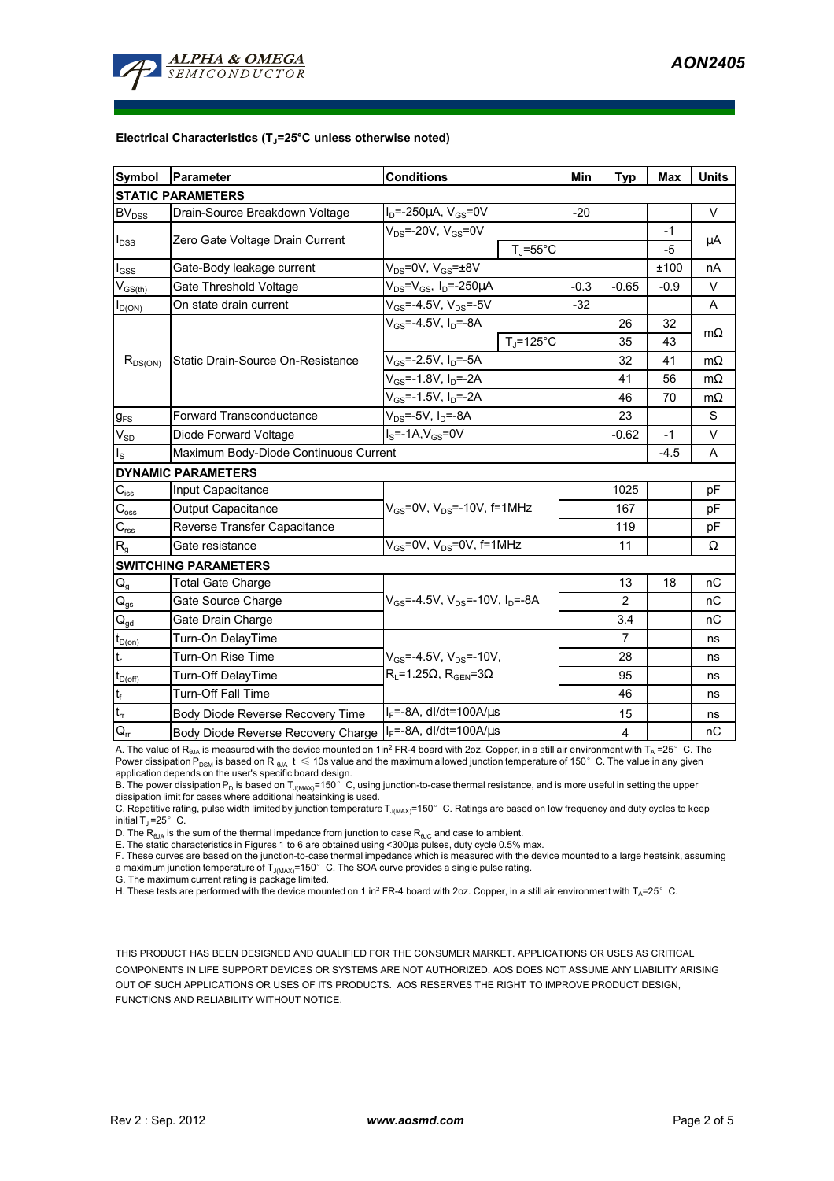**Electrical Characteristics ($T_J$=25°C unless otherwise noted)**

| Symbol | Parameter | Conditions | | Min | Typ | Max | Units |
|---|---|---|---|---|---|---|---|
| **STATIC PARAMETERS** | | | | | | | |
| $BV_{DSS}$ | Drain-Source Breakdown Voltage | $I_D$=-250µA, $V_{GS}$=0V | | -20 | | | V |
| $I_{DSS}$ | Zero Gate Voltage Drain Current | $V_{DS}$=-20V, $V_{GS}$=0V | | | | -1 | µA |
| | | | $T_J$=55°C | | | -5 | |
| $I_{GSS}$ | Gate-Body leakage current | $V_{DS}$=0V, $V_{GS}$=±8V | | | | ±100 | nA |
| $V_{GS(th)}$ | Gate Threshold Voltage | $V_{DS}$=$V_{GS}$, $I_D$=-250µA | | -0.3 | -0.65 | -0.9 | V |
| $I_{D(ON)}$ | On state drain current | $V_{GS}$=-4.5V, $V_{DS}$=-5V | | -32 | | | A |
| $R_{DS(ON)}$ | Static Drain-Source On-Resistance | $V_{GS}$=-4.5V, $I_D$=-8A | | | 26 | 32 | mΩ |
| | | | $T_J$=125°C | | 35 | 43 | |
| | | $V_{GS}$=-2.5V, $I_D$=-5A | | | 32 | 41 | mΩ |
| | | $V_{GS}$=-1.8V, $I_D$=-2A | | | 41 | 56 | mΩ |
| | | $V_{GS}$=-1.5V, $I_D$=-2A | | | 46 | 70 | mΩ |
| $g_{FS}$ | Forward Transconductance | $V_{DS}$=-5V, $I_D$=-8A | | | 23 | | S |
| $V_{SD}$ | Diode Forward Voltage | $I_S$=-1A,$V_{GS}$=0V | | | -0.62 | -1 | V |
| $I_S$ | Maximum Body-Diode Continuous Current | | | | | -4.5 | A |
| **DYNAMIC PARAMETERS** | | | | | | | |
| $C_{iss}$ | Input Capacitance | $V_{GS}$=0V, $V_{DS}$=-10V, f=1MHz | | | 1025 | | pF |
| $C_{oss}$ | Output Capacitance | | | | 167 | | pF |
| $C_{rss}$ | Reverse Transfer Capacitance | | | | 119 | | pF |
| $R_g$ | Gate resistance | $V_{GS}$=0V, $V_{DS}$=0V, f=1MHz | | | 11 | | Ω |
| **SWITCHING PARAMETERS** | | | | | | | |
| $Q_g$ | Total Gate Charge | $V_{GS}$=-4.5V, $V_{DS}$=-10V, $I_D$=-8A | | | 13 | 18 | nC |
| $Q_{gs}$ | Gate Source Charge | | | | 2 | | nC |
| $Q_{gd}$ | Gate Drain Charge | | | | 3.4 | | nC |
| $t_{D(on)}$ | Turn-On DelayTime | $V_{GS}$=-4.5V, $V_{DS}$=-10V, $R_L$=1.25Ω, $R_{GEN}$=3Ω | | | 7 | | ns |
| $t_r$ | Turn-On Rise Time | | | | 28 | | ns |
| $t_{D(off)}$ | Turn-Off DelayTime | | | | 95 | | ns |
| $t_f$ | Turn-Off Fall Time | | | | 46 | | ns |
| $t_{rr}$ | Body Diode Reverse Recovery Time | $I_F$=-8A, dI/dt=100A/µs | | | 15 | | ns |
| $Q_{rr}$ | Body Diode Reverse Recovery Charge | $I_F$=-8A, dI/dt=100A/µs | | | 4 | | nC |

A. The value of $R_{\theta JA}$ is measured with the device mounted on 1in² FR-4 board with 2oz. Copper, in a still air environment with $T_A$ =25° C. The Power dissipation $P_{DSM}$ is based on $R_{\theta JA}$ t ≤ 10s value and the maximum allowed junction temperature of 150° C. The value in any given application depends on the user's specific board design.
B. The power dissipation $P_D$ is based on $T_{J(MAX)}$=150° C, using junction-to-case thermal resistance, and is more useful in setting the upper dissipation limit for cases where additional heatsinking is used.
C. Repetitive rating, pulse width limited by junction temperature $T_{J(MAX)}$=150° C. Ratings are based on low frequency and duty cycles to keep initial $T_J$ =25° C.
D. The $R_{\theta JA}$ is the sum of the thermal impedance from junction to case $R_{\theta JC}$ and case to ambient.
E. The static characteristics in Figures 1 to 6 are obtained using <300µs pulses, duty cycle 0.5% max.
F. These curves are based on the junction-to-case thermal impedance which is measured with the device mounted to a large heatsink, assuming a maximum junction temperature of $T_{J(MAX)}$=150° C. The SOA curve provides a single pulse rating.
G. The maximum current rating is package limited.
H. These tests are performed with the device mounted on 1 in² FR-4 board with 2oz. Copper, in a still air environment with $T_A$=25° C.

THIS PRODUCT HAS BEEN DESIGNED AND QUALIFIED FOR THE CONSUMER MARKET. APPLICATIONS OR USES AS CRITICAL COMPONENTS IN LIFE SUPPORT DEVICES OR SYSTEMS ARE NOT AUTHORIZED. AOS DOES NOT ASSUME ANY LIABILITY ARISING OUT OF SUCH APPLICATIONS OR USES OF ITS PRODUCTS. AOS RESERVES THE RIGHT TO IMPROVE PRODUCT DESIGN, FUNCTIONS AND RELIABILITY WITHOUT NOTICE.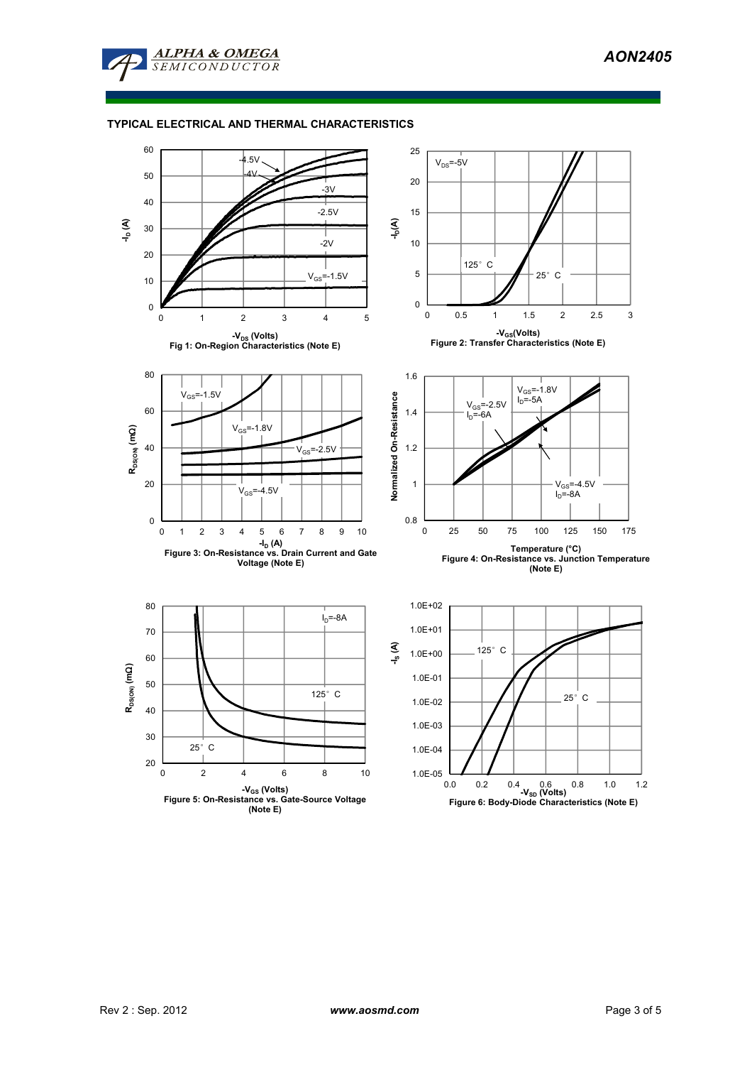## TYPICAL ELECTRICAL AND THERMAL CHARACTERISTICS

Fig 1: On-Region Characteristics (Note E)

Figure 2: Transfer Characteristics (Note E)

Figure 3: On-Resistance vs. Drain Current and Gate Voltage (Note E)

Figure 4: On-Resistance vs. Junction Temperature (Note E)

Figure 5: On-Resistance vs. Gate-Source Voltage (Note E)

Figure 6: Body-Diode Characteristics (Note E)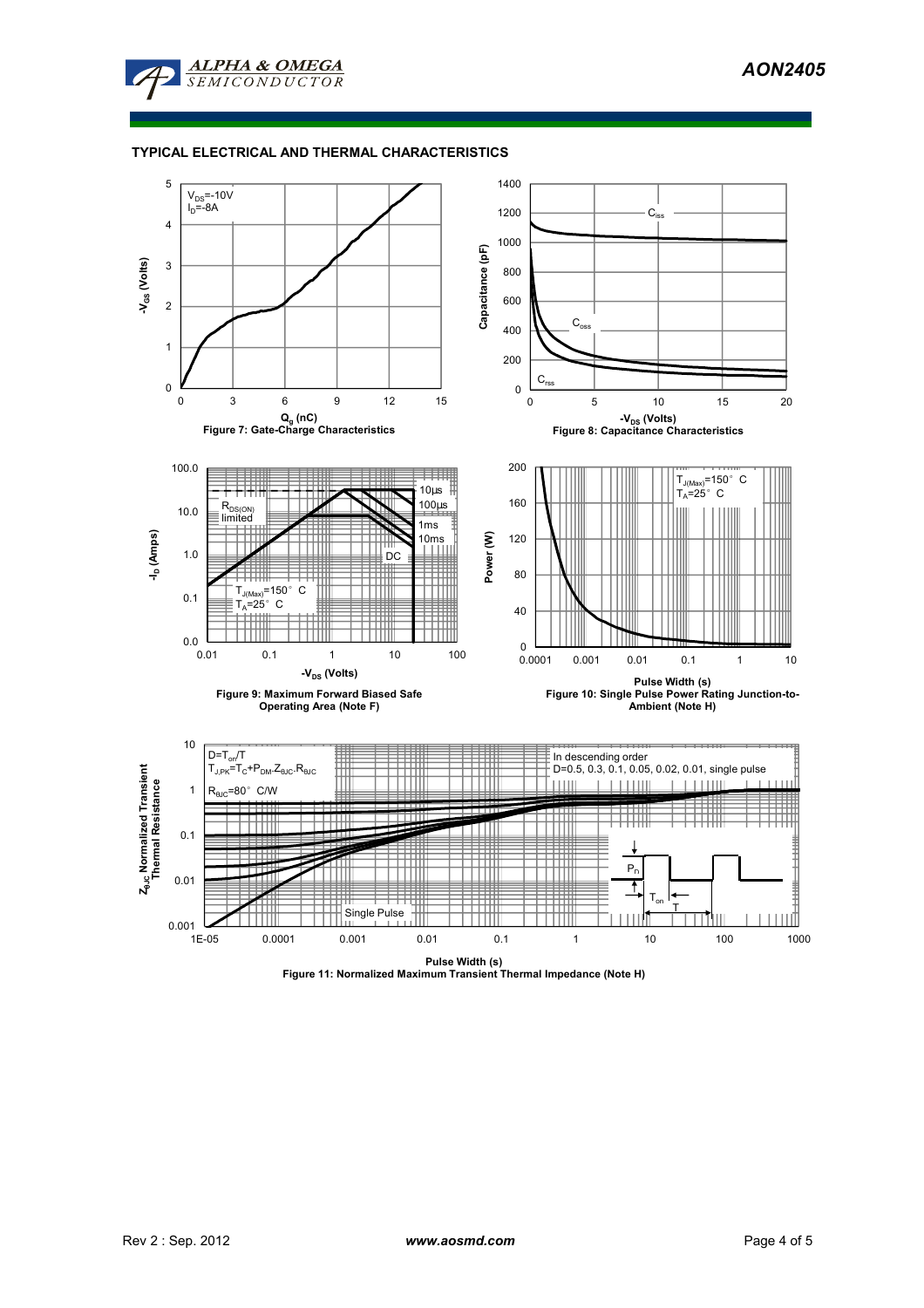## TYPICAL ELECTRICAL AND THERMAL CHARACTERISTICS

**Figure 7: Gate-Charge Characteristics**

**Figure 8: Capacitance Characteristics**

**Figure 9: Maximum Forward Biased Safe Operating Area (Note F)**

**Figure 10: Single Pulse Power Rating Junction-to-Ambient (Note H)**

**Figure 11: Normalized Maximum Transient Thermal Impedance (Note H)**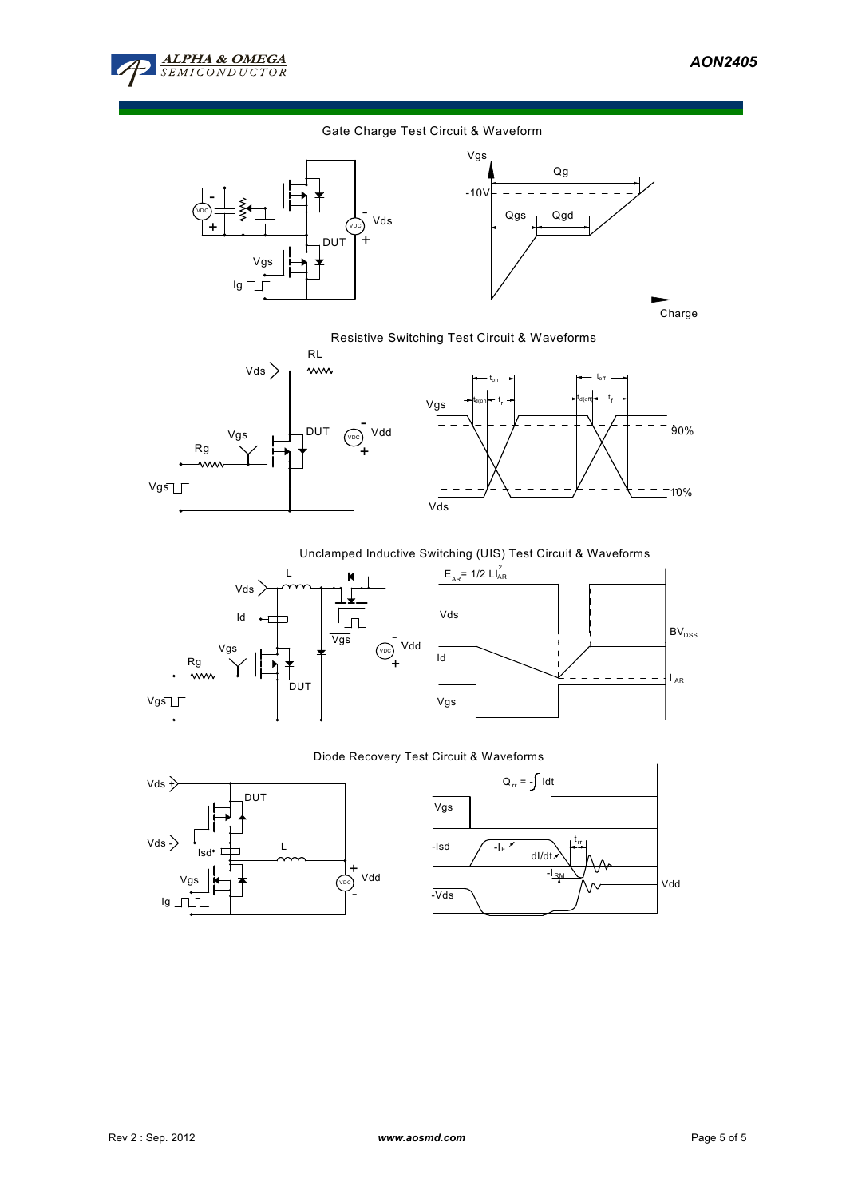## Gate Charge Test Circuit & Waveform

VDC
-
+
Vgs
Ig
DUT
VDC
-
+
Vds

Vgs
Qg
-10V
Qgs
Qgd
Charge

## Resistive Switching Test Circuit & Waveforms

RL
Vds
DUT
Vgs
Rg
Vgs
VDC
-
+
Vdd

$t_{on}$
$t_{d(on)}$
$t_r$
$t_{off}$
$t_{d(off)}$
$t_f$
Vgs
Vds
90%
10%

## Unclamped Inductive Switching (UIS) Test Circuit & Waveforms

L
Vds
Id
Vgs
Rg
Vgs
DUT
Vgs
VDC
-
+
Vdd

$E_{AR} = 1/2 \, LI_{AR}^2$
Vds
Id
Vgs
$BV_{DSS}$
$I_{AR}$

## Diode Recovery Test Circuit & Waveforms

Vds +
DUT
Vds -
Isd
L
Vgs
Ig
VDC
+
-
Vdd

$Q_{rr} = -\int Idt$
Vgs
-Isd
$-I_F$
dI/dt
$t_{rr}$
$-I_{RM}$
-Vds
Vdd